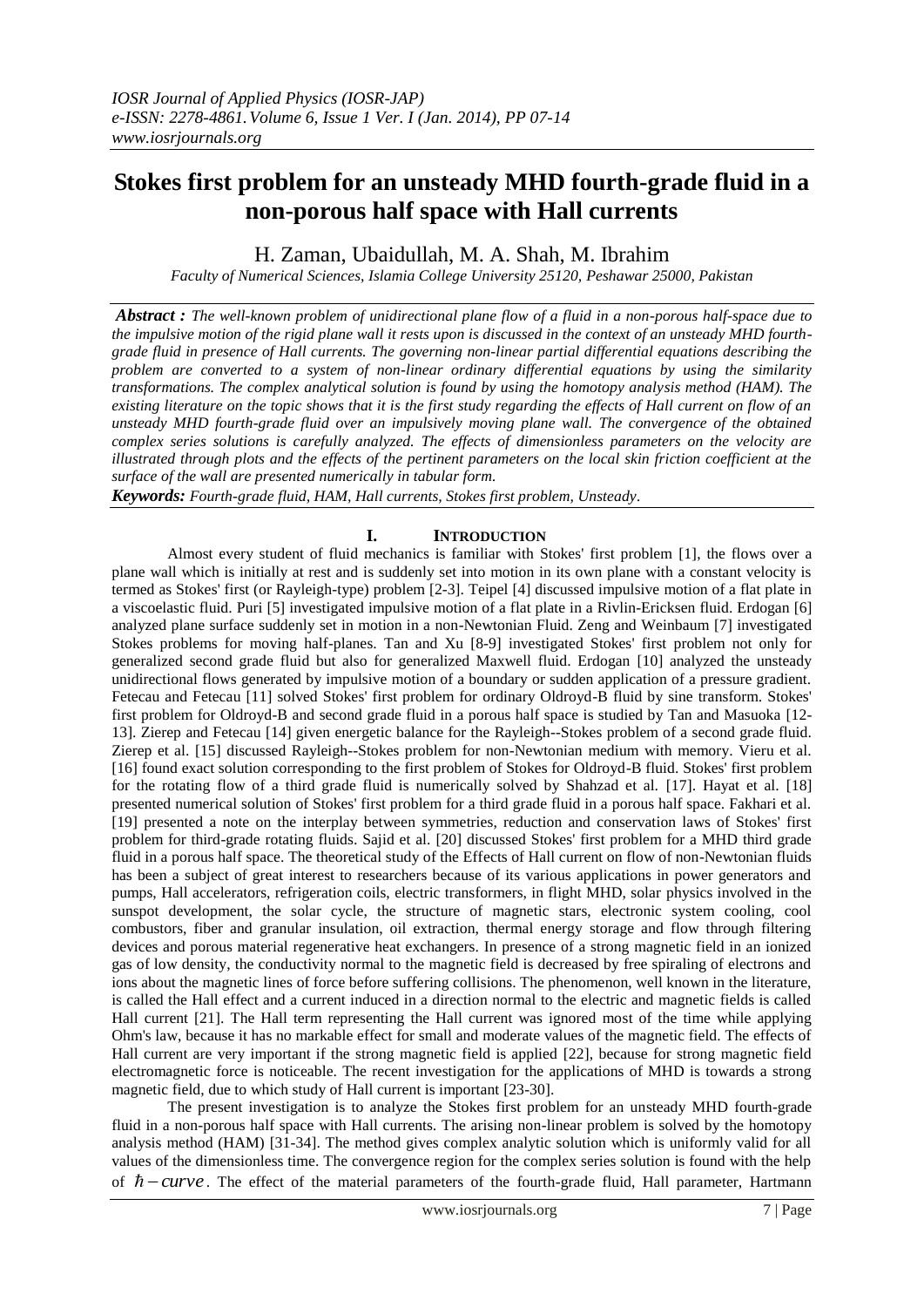# Stokes first problem for an unsteady MHD fourth-grade fluid in a non-porous half space with Hall currents

H. Zaman, Ubaidullah, M. A. Shah, M. Ibrahim

*Faculty of Numerical Sciences, Islamia College University 25120, Peshawar 25000, Pakistan*

***Abstract :*** *The well-known problem of unidirectional plane flow of a fluid in a non-porous half-space due to the impulsive motion of the rigid plane wall it rests upon is discussed in the context of an unsteady MHD fourth-grade fluid in presence of Hall currents. The governing non-linear partial differential equations describing the problem are converted to a system of non-linear ordinary differential equations by using the similarity transformations. The complex analytical solution is found by using the homotopy analysis method (HAM). The existing literature on the topic shows that it is the first study regarding the effects of Hall current on flow of an unsteady MHD fourth-grade fluid over an impulsively moving plane wall. The convergence of the obtained complex series solutions is carefully analyzed. The effects of dimensionless parameters on the velocity are illustrated through plots and the effects of the pertinent parameters on the local skin friction coefficient at the surface of the wall are presented numerically in tabular form.*

***Keywords:*** *Fourth-grade fluid, HAM, Hall currents, Stokes first problem, Unsteady.*

## I. Introduction

Almost every student of fluid mechanics is familiar with Stokes' first problem [1], the flows over a plane wall which is initially at rest and is suddenly set into motion in its own plane with a constant velocity is termed as Stokes' first (or Rayleigh-type) problem [2-3]. Teipel [4] discussed impulsive motion of a flat plate in a viscoelastic fluid. Puri [5] investigated impulsive motion of a flat plate in a Rivlin-Ericksen fluid. Erdogan [6] analyzed plane surface suddenly set in motion in a non-Newtonian Fluid. Zeng and Weinbaum [7] investigated Stokes problems for moving half-planes. Tan and Xu [8-9] investigated Stokes' first problem not only for generalized second grade fluid but also for generalized Maxwell fluid. Erdogan [10] analyzed the unsteady unidirectional flows generated by impulsive motion of a boundary or sudden application of a pressure gradient. Fetecau and Fetecau [11] solved Stokes' first problem for ordinary Oldroyd-B fluid by sine transform. Stokes' first problem for Oldroyd-B and second grade fluid in a porous half space is studied by Tan and Masuoka [12-13]. Zierep and Fetecau [14] given energetic balance for the Rayleigh--Stokes problem of a second grade fluid. Zierep et al. [15] discussed Rayleigh--Stokes problem for non-Newtonian medium with memory. Vieru et al. [16] found exact solution corresponding to the first problem of Stokes for Oldroyd-B fluid. Stokes' first problem for the rotating flow of a third grade fluid is numerically solved by Shahzad et al. [17]. Hayat et al. [18] presented numerical solution of Stokes' first problem for a third grade fluid in a porous half space. Fakhari et al. [19] presented a note on the interplay between symmetries, reduction and conservation laws of Stokes' first problem for third-grade rotating fluids. Sajid et al. [20] discussed Stokes' first problem for a MHD third grade fluid in a porous half space. The theoretical study of the Effects of Hall current on flow of non-Newtonian fluids has been a subject of great interest to researchers because of its various applications in power generators and pumps, Hall accelerators, refrigeration coils, electric transformers, in flight MHD, solar physics involved in the sunspot development, the solar cycle, the structure of magnetic stars, electronic system cooling, cool combustors, fiber and granular insulation, oil extraction, thermal energy storage and flow through filtering devices and porous material regenerative heat exchangers. In presence of a strong magnetic field in an ionized gas of low density, the conductivity normal to the magnetic field is decreased by free spiraling of electrons and ions about the magnetic lines of force before suffering collisions. The phenomenon, well known in the literature, is called the Hall effect and a current induced in a direction normal to the electric and magnetic fields is called Hall current [21]. The Hall term representing the Hall current was ignored most of the time while applying Ohm's law, because it has no markable effect for small and moderate values of the magnetic field. The effects of Hall current are very important if the strong magnetic field is applied [22], because for strong magnetic field electromagnetic force is noticeable. The recent investigation for the applications of MHD is towards a strong magnetic field, due to which study of Hall current is important [23-30].

The present investigation is to analyze the Stokes first problem for an unsteady MHD fourth-grade fluid in a non-porous half space with Hall currents. The arising non-linear problem is solved by the homotopy analysis method (HAM) [31-34]. The method gives complex analytic solution which is uniformly valid for all values of the dimensionless time. The convergence region for the complex series solution is found with the help of $\hbar - curve$. The effect of the material parameters of the fourth-grade fluid, Hall parameter, Hartmann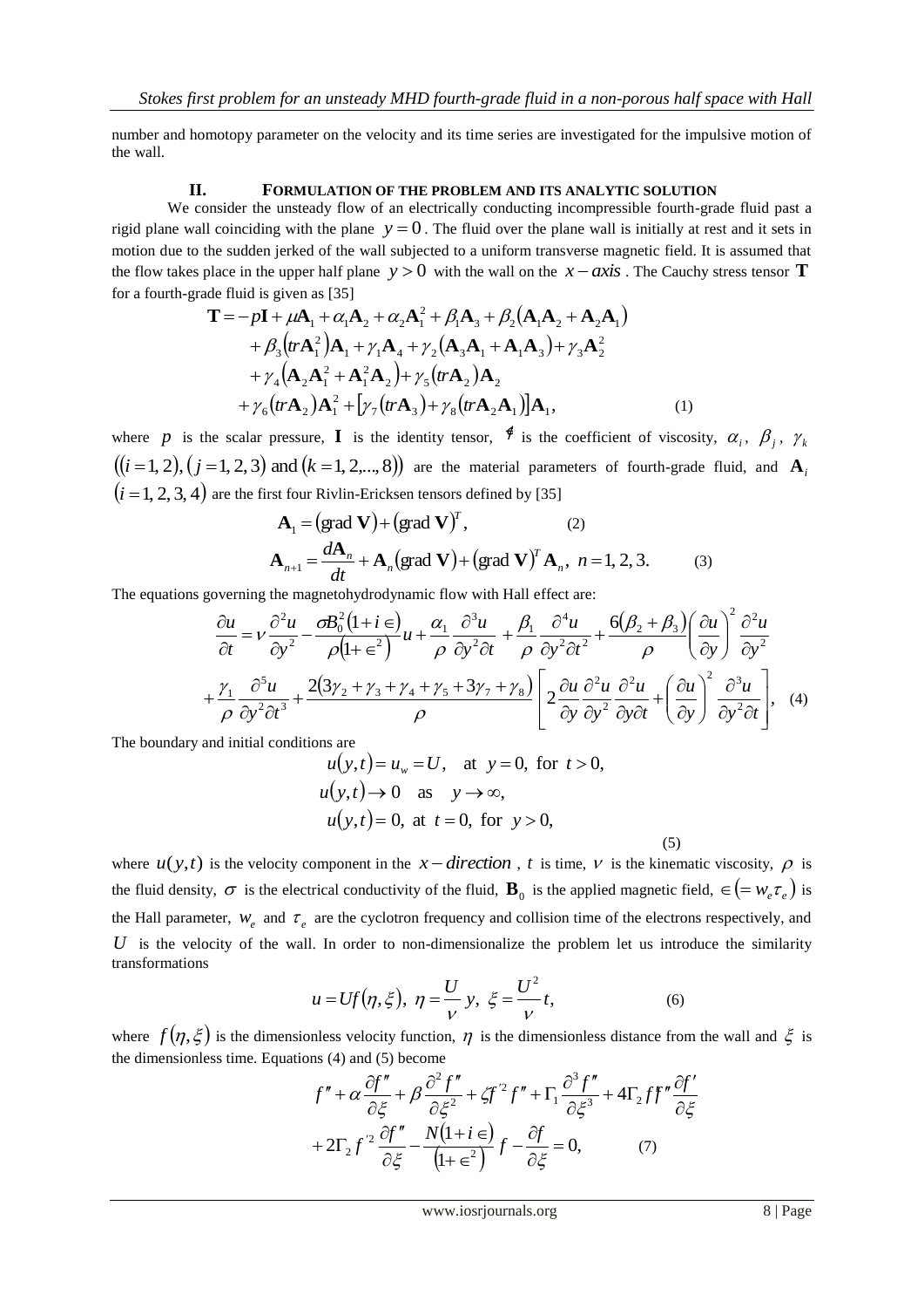number and homotopy parameter on the velocity and its time series are investigated for the impulsive motion of the wall.

## II. FORMULATION OF THE PROBLEM AND ITS ANALYTIC SOLUTION

We consider the unsteady flow of an electrically conducting incompressible fourth-grade fluid past a rigid plane wall coinciding with the plane $y=0$. The fluid over the plane wall is initially at rest and it sets in motion due to the sudden jerked of the wall subjected to a uniform transverse magnetic field. It is assumed that the flow takes place in the upper half plane $y>0$ with the wall on the $x-axis$. The Cauchy stress tensor $\mathbf{T}$ for a fourth-grade fluid is given as [35]

$$\begin{aligned}
\mathbf{T} = &-p\mathbf{I} + \mu\mathbf{A}_1 + \alpha_1\mathbf{A}_2 + \alpha_2\mathbf{A}_1^2 + \beta_1\mathbf{A}_3 + \beta_2\left(\mathbf{A}_1\mathbf{A}_2 + \mathbf{A}_2\mathbf{A}_1\right) \\
&+ \beta_3\left(tr\mathbf{A}_1^2\right)\mathbf{A}_1 + \gamma_1\mathbf{A}_4 + \gamma_2\left(\mathbf{A}_3\mathbf{A}_1 + \mathbf{A}_1\mathbf{A}_3\right) + \gamma_3\mathbf{A}_2^2 \\
&+ \gamma_4\left(\mathbf{A}_2\mathbf{A}_1^2 + \mathbf{A}_1^2\mathbf{A}_2\right) + \gamma_5\left(tr\mathbf{A}_2\right)\mathbf{A}_2 \\
&+ \gamma_6\left(tr\mathbf{A}_2\right)\mathbf{A}_1^2 + \left[\gamma_7\left(tr\mathbf{A}_3\right) + \gamma_8\left(tr\mathbf{A}_2\mathbf{A}_1\right)\right]\mathbf{A}_1, \qquad (1)
\end{aligned}$$

where $p$ is the scalar pressure, $\mathbf{I}$ is the identity tensor, $\mu$ is the coefficient of viscosity, $\alpha_i$, $\beta_j$, $\gamma_k$ $\left((i=1,2),(j=1,2,3) \text{ and } (k=1,2,\ldots,8)\right)$ are the material parameters of fourth-grade fluid, and $\mathbf{A}_i$ $(i=1,2,3,4)$ are the first four Rivlin-Ericksen tensors defined by [35]

$$\mathbf{A}_1 = (\text{grad}\,\mathbf{V}) + (\text{grad}\,\mathbf{V})^T, \qquad (2)$$

$$\mathbf{A}_{n+1} = \frac{d\mathbf{A}_n}{dt} + \mathbf{A}_n(\text{grad}\,\mathbf{V}) + (\text{grad}\,\mathbf{V})^T\mathbf{A}_n, \;\; n=1,2,3. \qquad (3)$$

The equations governing the magnetohydrodynamic flow with Hall effect are:

$$\begin{aligned}
\frac{\partial u}{\partial t} = &\nu\frac{\partial^2 u}{\partial y^2} - \frac{\sigma B_0^2(1+i\in)}{\rho\left(1+\in^2\right)}u + \frac{\alpha_1}{\rho}\frac{\partial^3 u}{\partial y^2\partial t} + \frac{\beta_1}{\rho}\frac{\partial^4 u}{\partial y^2\partial t^2} + \frac{6(\beta_2+\beta_3)}{\rho}\left(\frac{\partial u}{\partial y}\right)^2\frac{\partial^2 u}{\partial y^2} \\
&+ \frac{\gamma_1}{\rho}\frac{\partial^5 u}{\partial y^2\partial t^3} + \frac{2(3\gamma_2+\gamma_3+\gamma_4+\gamma_5+3\gamma_7+\gamma_8)}{\rho}\left[2\frac{\partial u}{\partial y}\frac{\partial^2 u}{\partial y^2}\frac{\partial^2 u}{\partial y\partial t} + \left(\frac{\partial u}{\partial y}\right)^2\frac{\partial^3 u}{\partial y^2\partial t}\right], \qquad (4)
\end{aligned}$$

The boundary and initial conditions are

$$\begin{aligned}
&u(y,t) = u_w = U, \quad \text{at } y=0, \text{ for } t>0, \\
&u(y,t) \to 0 \quad \text{as} \quad y\to\infty, \\
&u(y,t) = 0, \text{ at } t=0, \text{ for } y>0, \qquad (5)
\end{aligned}$$

where $u(y,t)$ is the velocity component in the $x-direction$, $t$ is time, $\nu$ is the kinematic viscosity, $\rho$ is the fluid density, $\sigma$ is the electrical conductivity of the fluid, $\mathbf{B}_0$ is the applied magnetic field, $\in\left(=w_e\tau_e\right)$ is the Hall parameter, $w_e$ and $\tau_e$ are the cyclotron frequency and collision time of the electrons respectively, and $U$ is the velocity of the wall. In order to non-dimensionalize the problem let us introduce the similarity transformations

$$u = Uf(\eta,\xi), \;\; \eta = \frac{U}{\nu}y, \;\; \xi = \frac{U^2}{\nu}t, \qquad (6)$$

where $f(\eta,\xi)$ is the dimensionless velocity function, $\eta$ is the dimensionless distance from the wall and $\xi$ is the dimensionless time. Equations (4) and (5) become

$$\begin{aligned}
&f'' + \alpha\frac{\partial f''}{\partial\xi} + \beta\frac{\partial^2 f''}{\partial\xi^2} + \zeta f'^2 f'' + \Gamma_1\frac{\partial^3 f''}{\partial\xi^3} + 4\Gamma_2 f' f''\frac{\partial f'}{\partial\xi} \\
&+ 2\Gamma_2 f'^2\frac{\partial f''}{\partial\xi} - \frac{N(1+i\in)}{\left(1+\in^2\right)}f - \frac{\partial f}{\partial\xi} = 0, \qquad (7)
\end{aligned}$$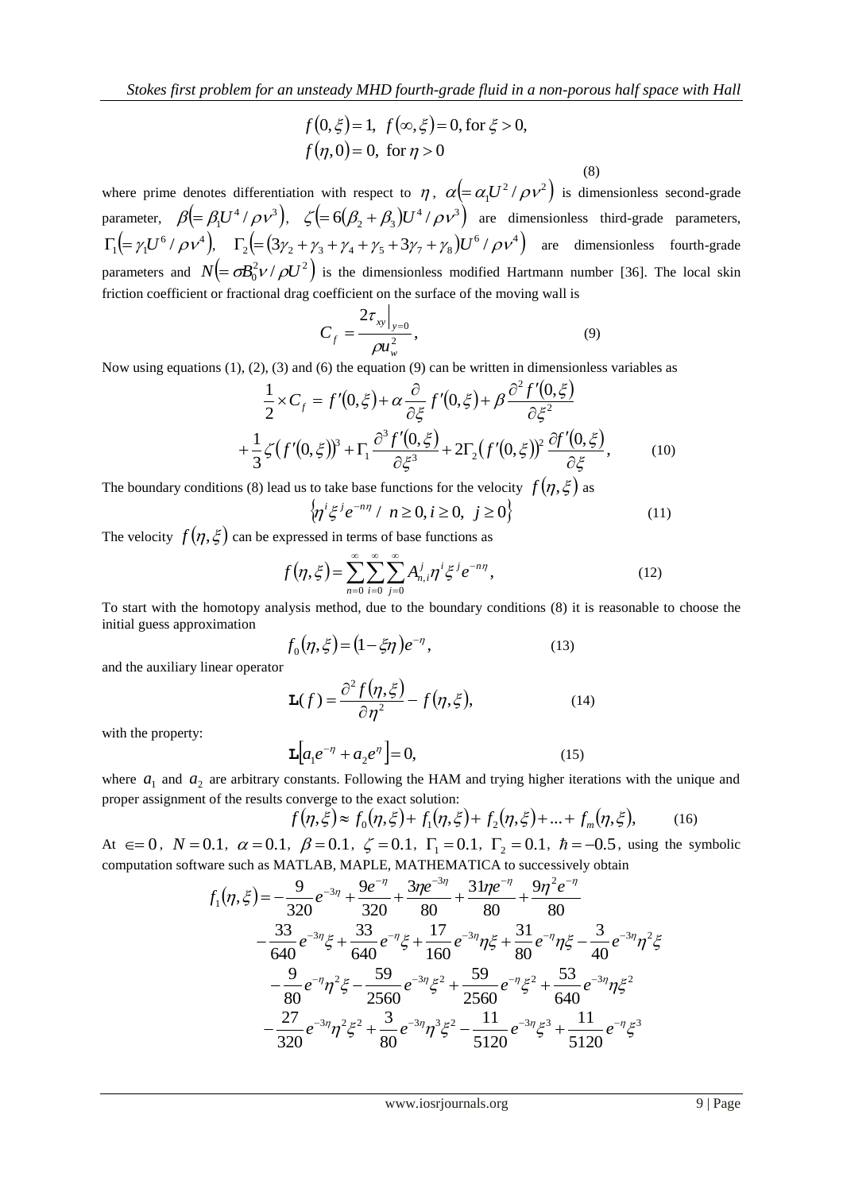$$f(0,\xi)=1,\ \ f(\infty,\xi)=0,\ \text{for}\ \xi>0,$$
$$f(\eta,0)=0,\ \ \text{for}\ \eta>0 \tag{8}$$

where prime denotes differentiation with respect to $\eta$, $\alpha\left(=\alpha_1 U^2/\rho v^2\right)$ is dimensionless second-grade parameter, $\beta\left(=\beta_1 U^4/\rho v^3\right)$, $\zeta\left(=6(\beta_2+\beta_3)U^4/\rho v^3\right)$ are dimensionless third-grade parameters, $\Gamma_1\left(=\gamma_1 U^6/\rho v^4\right)$, $\Gamma_2\left(=(3\gamma_2+\gamma_3+\gamma_4+\gamma_5+3\gamma_7+\gamma_8)U^6/\rho v^4\right)$ are dimensionless fourth-grade parameters and $N\left(=\sigma B_0^2 v/\rho U^2\right)$ is the dimensionless modified Hartmann number [36]. The local skin friction coefficient or fractional drag coefficient on the surface of the moving wall is

$$C_f=\frac{2\tau_{xy}\big|_{y=0}}{\rho u_w^2}, \tag{9}$$

Now using equations (1), (2), (3) and (6) the equation (9) can be written in dimensionless variables as

$$\frac{1}{2}\times C_f=f'(0,\xi)+\alpha\frac{\partial}{\partial\xi}f'(0,\xi)+\beta\frac{\partial^2 f'(0,\xi)}{\partial\xi^2}$$
$$+\frac{1}{3}\zeta\left(f'(0,\xi)\right)^3+\Gamma_1\frac{\partial^3 f'(0,\xi)}{\partial\xi^3}+2\Gamma_2\left(f'(0,\xi)\right)^2\frac{\partial f'(0,\xi)}{\partial\xi}, \tag{10}$$

The boundary conditions (8) lead us to take base functions for the velocity $f(\eta,\xi)$ as

$$\left\{\eta^i\xi^j e^{-n\eta}\ /\ n\geq 0, i\geq 0,\ j\geq 0\right\} \tag{11}$$

The velocity $f(\eta,\xi)$ can be expressed in terms of base functions as

$$f(\eta,\xi)=\sum_{n=0}^{\infty}\sum_{i=0}^{\infty}\sum_{j=0}^{\infty}A_{n,i}^{j}\eta^i\xi^j e^{-n\eta}, \tag{12}$$

To start with the homotopy analysis method, due to the boundary conditions (8) it is reasonable to choose the initial guess approximation

$$f_0(\eta,\xi)=(1-\xi\eta)e^{-\eta}, \tag{13}$$

and the auxiliary linear operator

$$\mathbf{L}(f)=\frac{\partial^2 f(\eta,\xi)}{\partial\eta^2}-f(\eta,\xi), \tag{14}$$

with the property:

$$\mathbf{L}\left[a_1e^{-\eta}+a_2e^{\eta}\right]=0, \tag{15}$$

where $a_1$ and $a_2$ are arbitrary constants. Following the HAM and trying higher iterations with the unique and proper assignment of the results converge to the exact solution:

$$f(\eta,\xi)\approx f_0(\eta,\xi)+f_1(\eta,\xi)+f_2(\eta,\xi)+\ldots+f_m(\eta,\xi), \tag{16}$$

At $\in=0$, $N=0.1$, $\alpha=0.1$, $\beta=0.1$, $\zeta=0.1$, $\Gamma_1=0.1$, $\Gamma_2=0.1$, $\hbar=-0.5$, using the symbolic computation software such as MATLAB, MAPLE, MATHEMATICA to successively obtain

$$f_1(\eta,\xi)=-\frac{9}{320}e^{-3\eta}+\frac{9e^{-\eta}}{320}+\frac{3\eta e^{-3\eta}}{80}+\frac{31\eta e^{-\eta}}{80}+\frac{9\eta^2e^{-\eta}}{80}$$
$$-\frac{33}{640}e^{-3\eta}\xi+\frac{33}{640}e^{-\eta}\xi+\frac{17}{160}e^{-3\eta}\eta\xi+\frac{31}{80}e^{-\eta}\eta\xi-\frac{3}{40}e^{-3\eta}\eta^2\xi$$
$$-\frac{9}{80}e^{-\eta}\eta^2\xi-\frac{59}{2560}e^{-3\eta}\xi^2+\frac{59}{2560}e^{-\eta}\xi^2+\frac{53}{640}e^{-3\eta}\eta\xi^2$$
$$-\frac{27}{320}e^{-3\eta}\eta^2\xi^2+\frac{3}{80}e^{-3\eta}\eta^3\xi^2-\frac{11}{5120}e^{-3\eta}\xi^3+\frac{11}{5120}e^{-\eta}\xi^3$$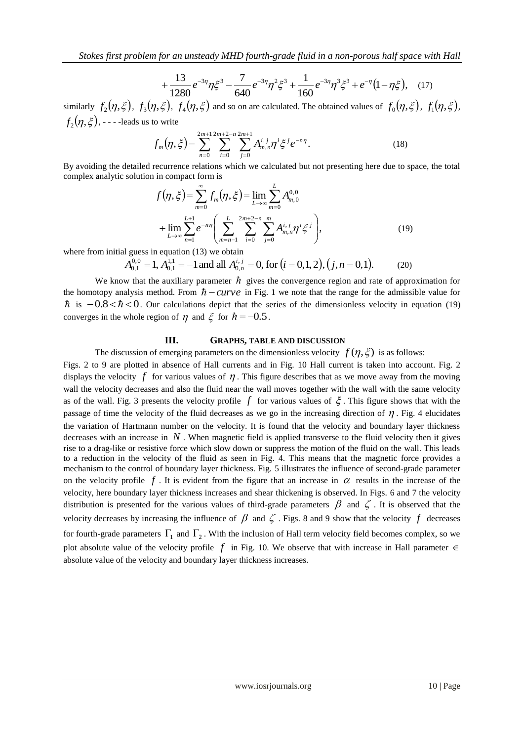$$+\frac{13}{1280}e^{-3\eta}\eta\xi^3-\frac{7}{640}e^{-3\eta}\eta^2\xi^3+\frac{1}{160}e^{-3\eta}\eta^3\xi^3+e^{-\eta}(1-\eta\xi),\quad (17)$$

similarly $f_2(\eta,\xi)$, $f_3(\eta,\xi)$, $f_4(\eta,\xi)$ and so on are calculated. The obtained values of $f_0(\eta,\xi)$, $f_1(\eta,\xi)$, $f_2(\eta,\xi)$, - - - -leads us to write

$$f_m(\eta,\xi)=\sum_{n=0}^{2m+1}\sum_{i=0}^{2m+2-n}\sum_{j=0}^{2m+1}A_{m,n}^{i,j}\eta^i\xi^j e^{-n\eta}. \quad (18)$$

By avoiding the detailed recurrence relations which we calculated but not presenting here due to space, the total complex analytic solution in compact form is

$$f(\eta,\xi)=\sum_{m=0}^{\infty}f_m(\eta,\xi)=\lim_{L\to\infty}\sum_{m=0}^{L}A_{m,0}^{0,0}$$
$$+\lim_{L\to\infty}\sum_{n=1}^{L+1}e^{-n\eta}\left(\sum_{m=n-1}^{L}\sum_{i=0}^{2m+2-n}\sum_{j=0}^{m}A_{m,n}^{i,j}\eta^i\xi^j\right), \quad (19)$$

where from initial guess in equation (13) we obtain

$$A_{0,1}^{0,0}=1,\ A_{0,1}^{1,1}=-1\ \text{and all}\ A_{0,n}^{i,j}=0,\ \text{for}\ (i=0,1,2),(j,n=0,1). \quad (20)$$

We know that the auxiliary parameter $\hbar$ gives the convergence region and rate of approximation for the homotopy analysis method. From $\hbar-curve$ in Fig. 1 we note that the range for the admissible value for $\hbar$ is $-0.8<\hbar<0$. Our calculations depict that the series of the dimensionless velocity in equation (19) converges in the whole region of $\eta$ and $\xi$ for $\hbar=-0.5$.

## III. GRAPHS, TABLE AND DISCUSSION

The discussion of emerging parameters on the dimensionless velocity $f(\eta,\xi)$ is as follows:

Figs. 2 to 9 are plotted in absence of Hall currents and in Fig. 10 Hall current is taken into account. Fig. 2 displays the velocity $f$ for various values of $\eta$. This figure describes that as we move away from the moving wall the velocity decreases and also the fluid near the wall moves together with the wall with the same velocity as of the wall. Fig. 3 presents the velocity profile $f$ for various values of $\xi$. This figure shows that with the passage of time the velocity of the fluid decreases as we go in the increasing direction of $\eta$. Fig. 4 elucidates the variation of Hartmann number on the velocity. It is found that the velocity and boundary layer thickness decreases with an increase in $N$. When magnetic field is applied transverse to the fluid velocity then it gives rise to a drag-like or resistive force which slow down or suppress the motion of the fluid on the wall. This leads to a reduction in the velocity of the fluid as seen in Fig. 4. This means that the magnetic force provides a mechanism to the control of boundary layer thickness. Fig. 5 illustrates the influence of second-grade parameter on the velocity profile $f$. It is evident from the figure that an increase in $\alpha$ results in the increase of the velocity, here boundary layer thickness increases and shear thickening is observed. In Figs. 6 and 7 the velocity distribution is presented for the various values of third-grade parameters $\beta$ and $\zeta$. It is observed that the velocity decreases by increasing the influence of $\beta$ and $\zeta$. Figs. 8 and 9 show that the velocity $f$ decreases for fourth-grade parameters $\Gamma_1$ and $\Gamma_2$. With the inclusion of Hall term velocity field becomes complex, so we plot absolute value of the velocity profile $f$ in Fig. 10. We observe that with increase in Hall parameter $\in$ absolute value of the velocity and boundary layer thickness increases.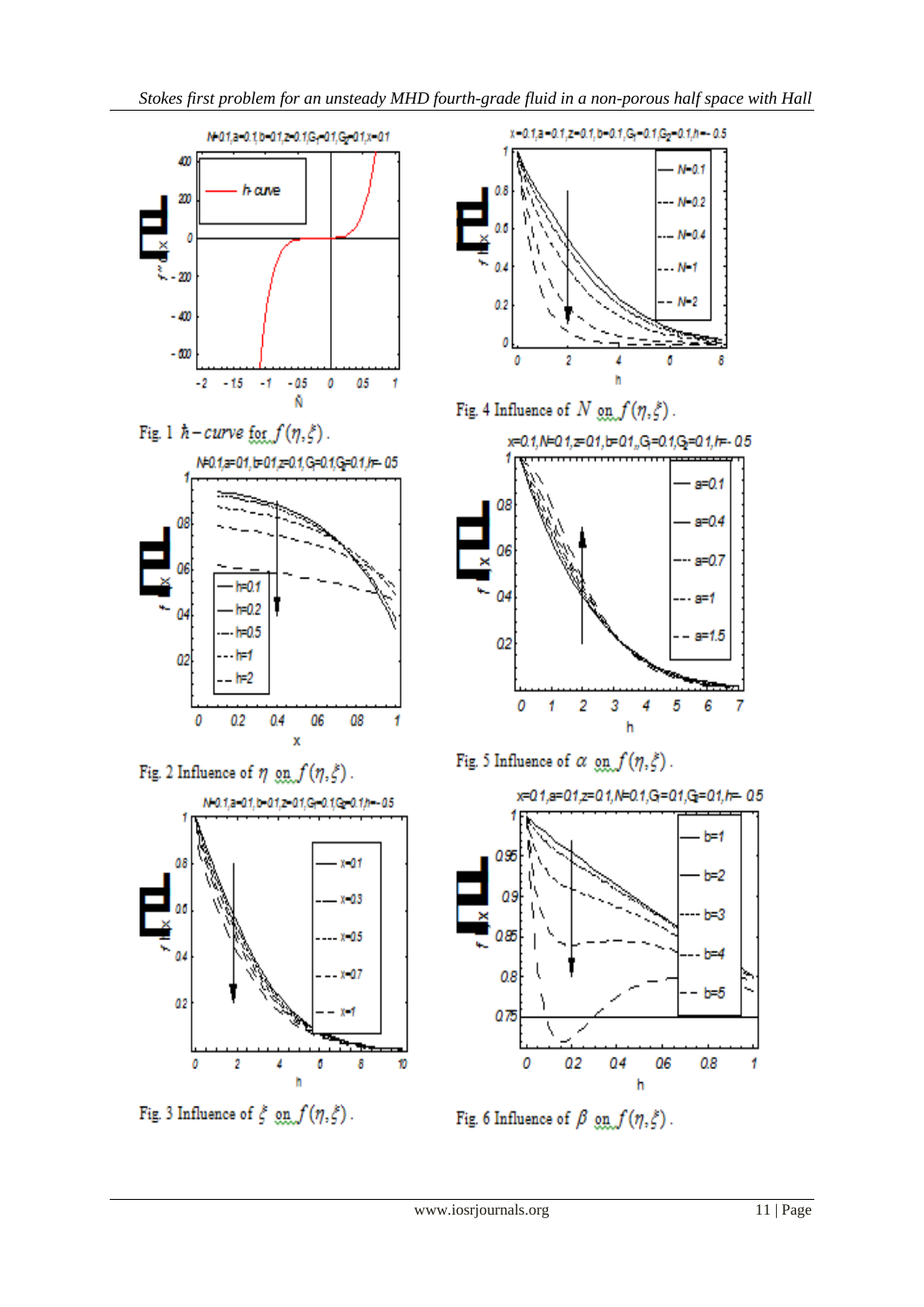Fig. 1 $\hbar - curve$ for $f(\eta,\xi)$.

Fig. 2 Influence of $\eta$ on $f(\eta,\xi)$.

Fig. 3 Influence of $\xi$ on $f(\eta,\xi)$.

Fig. 4 Influence of $N$ on $f(\eta,\xi)$.

Fig. 5 Influence of $\alpha$ on $f(\eta,\xi)$.

Fig. 6 Influence of $\beta$ on $f(\eta,\xi)$.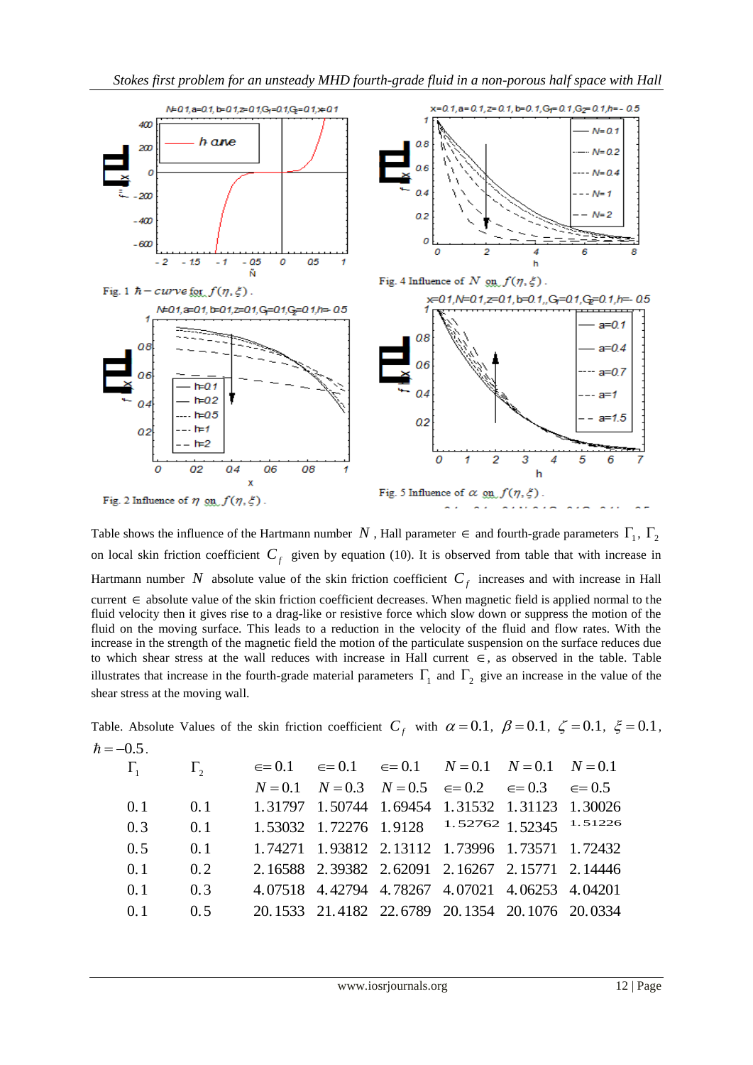Fig. 1 $\hbar - curve$ for $f(\eta,\xi)$.

Fig. 4 Influence of $N$ on $f(\eta,\xi)$.

Fig. 2 Influence of $\eta$ on $f(\eta,\xi)$.

Fig. 5 Influence of $\alpha$ on $f(\eta,\xi)$.

Table shows the influence of the Hartmann number $N$, Hall parameter $\in$ and fourth-grade parameters $\Gamma_1$, $\Gamma_2$ on local skin friction coefficient $C_f$ given by equation (10). It is observed from table that with increase in Hartmann number $N$ absolute value of the skin friction coefficient $C_f$ increases and with increase in Hall current $\in$ absolute value of the skin friction coefficient decreases. When magnetic field is applied normal to the fluid velocity then it gives rise to a drag-like or resistive force which slow down or suppress the motion of the fluid on the moving surface. This leads to a reduction in the velocity of the fluid and flow rates. With the increase in the strength of the magnetic field the motion of the particulate suspension on the surface reduces due to which shear stress at the wall reduces with increase in Hall current $\in$, as observed in the table. Table illustrates that increase in the fourth-grade material parameters $\Gamma_1$ and $\Gamma_2$ give an increase in the value of the shear stress at the moving wall.

Table. Absolute Values of the skin friction coefficient $C_f$ with $\alpha = 0.1,\ \beta = 0.1,\ \zeta = 0.1,\ \xi = 0.1,\ \hbar = -0.5$.

| $\Gamma_1$ | $\Gamma_2$ | $\in = 0.1$ | $\in = 0.1$ | $\in = 0.1$ | $N = 0.1$ | $N = 0.1$ | $N = 0.1$ |
|---|---|---|---|---|---|---|---|
| | | $N = 0.1$ | $N = 0.3$ | $N = 0.5$ | $\in = 0.2$ | $\in = 0.3$ | $\in = 0.5$ |
| 0.1 | 0.1 | 1.31797 | 1.50744 | 1.69454 | 1.31532 | 1.31123 | 1.30026 |
| 0.3 | 0.1 | 1.53032 | 1.72276 | 1.9128 | 1.52762 | 1.52345 | 1.51226 |
| 0.5 | 0.1 | 1.74271 | 1.93812 | 2.13112 | 1.73996 | 1.73571 | 1.72432 |
| 0.1 | 0.2 | 2.16588 | 2.39382 | 2.62091 | 2.16267 | 2.15771 | 2.14446 |
| 0.1 | 0.3 | 4.07518 | 4.42794 | 4.78267 | 4.07021 | 4.06253 | 4.04201 |
| 0.1 | 0.5 | 20.1533 | 21.4182 | 22.6789 | 20.1354 | 20.1076 | 20.0334 |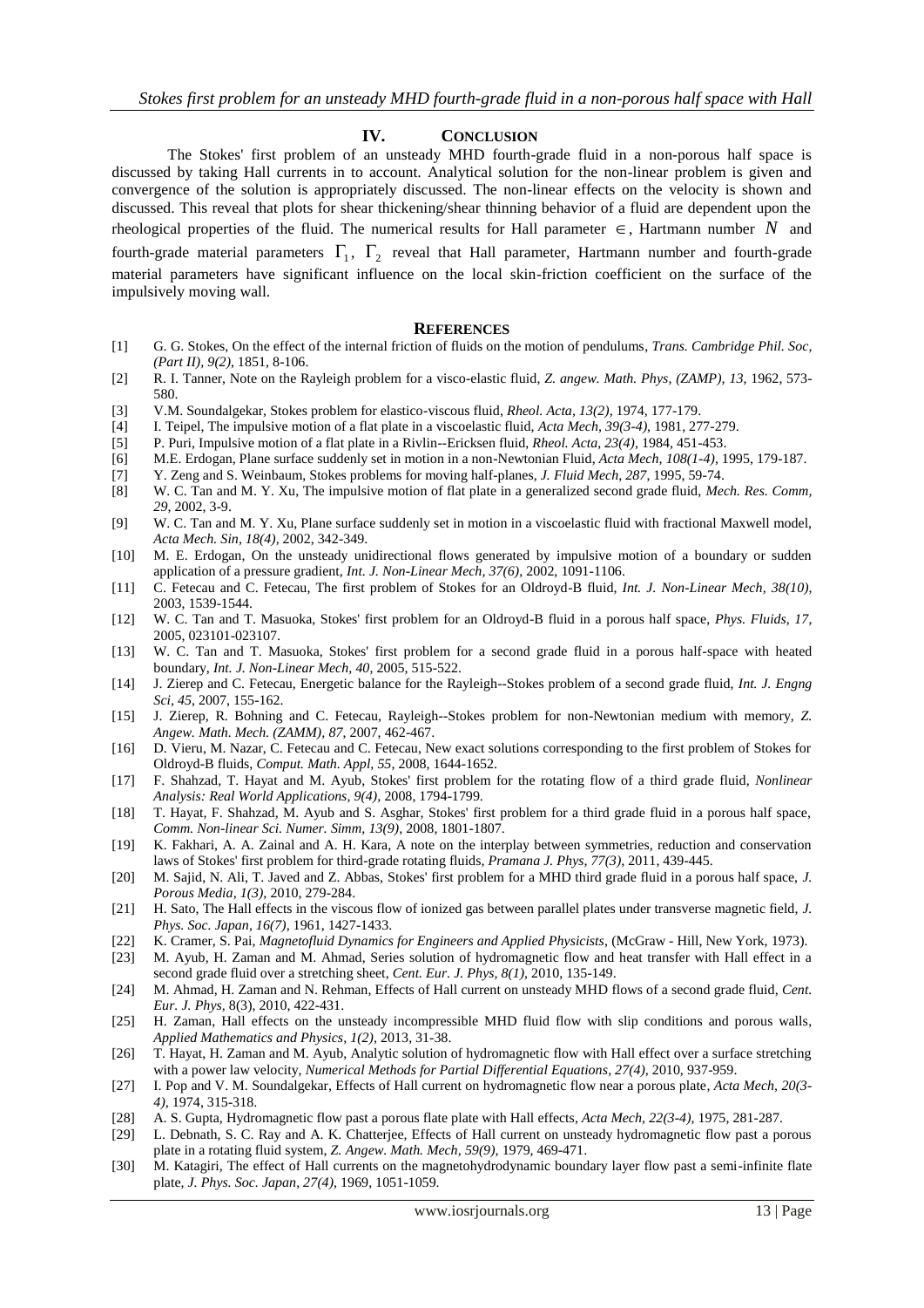## IV. CONCLUSION

The Stokes' first problem of an unsteady MHD fourth-grade fluid in a non-porous half space is discussed by taking Hall currents in to account. Analytical solution for the non-linear problem is given and convergence of the solution is appropriately discussed. The non-linear effects on the velocity is shown and discussed. This reveal that plots for shear thickening/shear thinning behavior of a fluid are dependent upon the rheological properties of the fluid. The numerical results for Hall parameter $\in$, Hartmann number $N$ and fourth-grade material parameters $\Gamma_1$, $\Gamma_2$ reveal that Hall parameter, Hartmann number and fourth-grade material parameters have significant influence on the local skin-friction coefficient on the surface of the impulsively moving wall.

## REFERENCES

[1] G. G. Stokes, On the effect of the internal friction of fluids on the motion of pendulums, *Trans. Cambridge Phil. Soc, (Part II), 9(2)*, 1851, 8-106.

[2] R. I. Tanner, Note on the Rayleigh problem for a visco-elastic fluid, *Z. angew. Math. Phys, (ZAMP), 13*, 1962, 573-580.

[3] V.M. Soundalgekar, Stokes problem for elastico-viscous fluid, *Rheol. Acta, 13(2)*, 1974, 177-179.

[4] I. Teipel, The impulsive motion of a flat plate in a viscoelastic fluid, *Acta Mech, 39(3-4)*, 1981, 277-279.

[5] P. Puri, Impulsive motion of a flat plate in a Rivlin--Ericksen fluid, *Rheol. Acta, 23(4)*, 1984, 451-453.

[6] M.E. Erdogan, Plane surface suddenly set in motion in a non-Newtonian Fluid, *Acta Mech, 108(1-4)*, 1995, 179-187.

[7] Y. Zeng and S. Weinbaum, Stokes problems for moving half-planes, *J. Fluid Mech, 287*, 1995, 59-74.

[8] W. C. Tan and M. Y. Xu, The impulsive motion of flat plate in a generalized second grade fluid, *Mech. Res. Comm, 29*, 2002, 3-9.

[9] W. C. Tan and M. Y. Xu, Plane surface suddenly set in motion in a viscoelastic fluid with fractional Maxwell model, *Acta Mech. Sin, 18(4)*, 2002, 342-349.

[10] M. E. Erdogan, On the unsteady unidirectional flows generated by impulsive motion of a boundary or sudden application of a pressure gradient, *Int. J. Non-Linear Mech, 37(6)*, 2002, 1091-1106.

[11] C. Fetecau and C. Fetecau, The first problem of Stokes for an Oldroyd-B fluid, *Int. J. Non-Linear Mech, 38(10)*, 2003, 1539-1544.

[12] W. C. Tan and T. Masuoka, Stokes' first problem for an Oldroyd-B fluid in a porous half space, *Phys. Fluids, 17*, 2005, 023101-023107.

[13] W. C. Tan and T. Masuoka, Stokes' first problem for a second grade fluid in a porous half-space with heated boundary, *Int. J. Non-Linear Mech, 40*, 2005, 515-522.

[14] J. Zierep and C. Fetecau, Energetic balance for the Rayleigh--Stokes problem of a second grade fluid, *Int. J. Engng Sci, 45*, 2007, 155-162.

[15] J. Zierep, R. Bohning and C. Fetecau, Rayleigh--Stokes problem for non-Newtonian medium with memory, *Z. Angew. Math. Mech. (ZAMM), 87*, 2007, 462-467.

[16] D. Vieru, M. Nazar, C. Fetecau and C. Fetecau, New exact solutions corresponding to the first problem of Stokes for Oldroyd-B fluids, *Comput. Math. Appl, 55*, 2008, 1644-1652.

[17] F. Shahzad, T. Hayat and M. Ayub, Stokes' first problem for the rotating flow of a third grade fluid, *Nonlinear Analysis: Real World Applications, 9(4)*, 2008, 1794-1799.

[18] T. Hayat, F. Shahzad, M. Ayub and S. Asghar, Stokes' first problem for a third grade fluid in a porous half space, *Comm. Non-linear Sci. Numer. Simm, 13(9)*, 2008, 1801-1807.

[19] K. Fakhari, A. A. Zainal and A. H. Kara, A note on the interplay between symmetries, reduction and conservation laws of Stokes' first problem for third-grade rotating fluids, *Pramana J. Phys, 77(3)*, 2011, 439-445.

[20] M. Sajid, N. Ali, T. Javed and Z. Abbas, Stokes' first problem for a MHD third grade fluid in a porous half space, *J. Porous Media, 1(3)*, 2010, 279-284.

[21] H. Sato, The Hall effects in the viscous flow of ionized gas between parallel plates under transverse magnetic field, *J. Phys. Soc. Japan, 16(7)*, 1961, 1427-1433.

[22] K. Cramer, S. Pai, *Magnetofluid Dynamics for Engineers and Applied Physicists*, (McGraw - Hill, New York, 1973).

[23] M. Ayub, H. Zaman and M. Ahmad, Series solution of hydromagnetic flow and heat transfer with Hall effect in a second grade fluid over a stretching sheet, *Cent. Eur. J. Phys, 8(1)*, 2010, 135-149.

[24] M. Ahmad, H. Zaman and N. Rehman, Effects of Hall current on unsteady MHD flows of a second grade fluid, *Cent. Eur. J. Phys*, 8(3), 2010, 422-431.

[25] H. Zaman, Hall effects on the unsteady incompressible MHD fluid flow with slip conditions and porous walls, *Applied Mathematics and Physics, 1(2)*, 2013, 31-38.

[26] T. Hayat, H. Zaman and M. Ayub, Analytic solution of hydromagnetic flow with Hall effect over a surface stretching with a power law velocity, *Numerical Methods for Partial Differential Equations, 27(4)*, 2010, 937-959.

[27] I. Pop and V. M. Soundalgekar, Effects of Hall current on hydromagnetic flow near a porous plate, *Acta Mech, 20(3-4)*, 1974, 315-318.

[28] A. S. Gupta, Hydromagnetic flow past a porous flate plate with Hall effects, *Acta Mech, 22(3-4)*, 1975, 281-287.

[29] L. Debnath, S. C. Ray and A. K. Chatterjee, Effects of Hall current on unsteady hydromagnetic flow past a porous plate in a rotating fluid system, *Z. Angew. Math. Mech, 59(9)*, 1979, 469-471.

[30] M. Katagiri, The effect of Hall currents on the magnetohydrodynamic boundary layer flow past a semi-infinite flate plate, *J. Phys. Soc. Japan, 27(4)*, 1969, 1051-1059.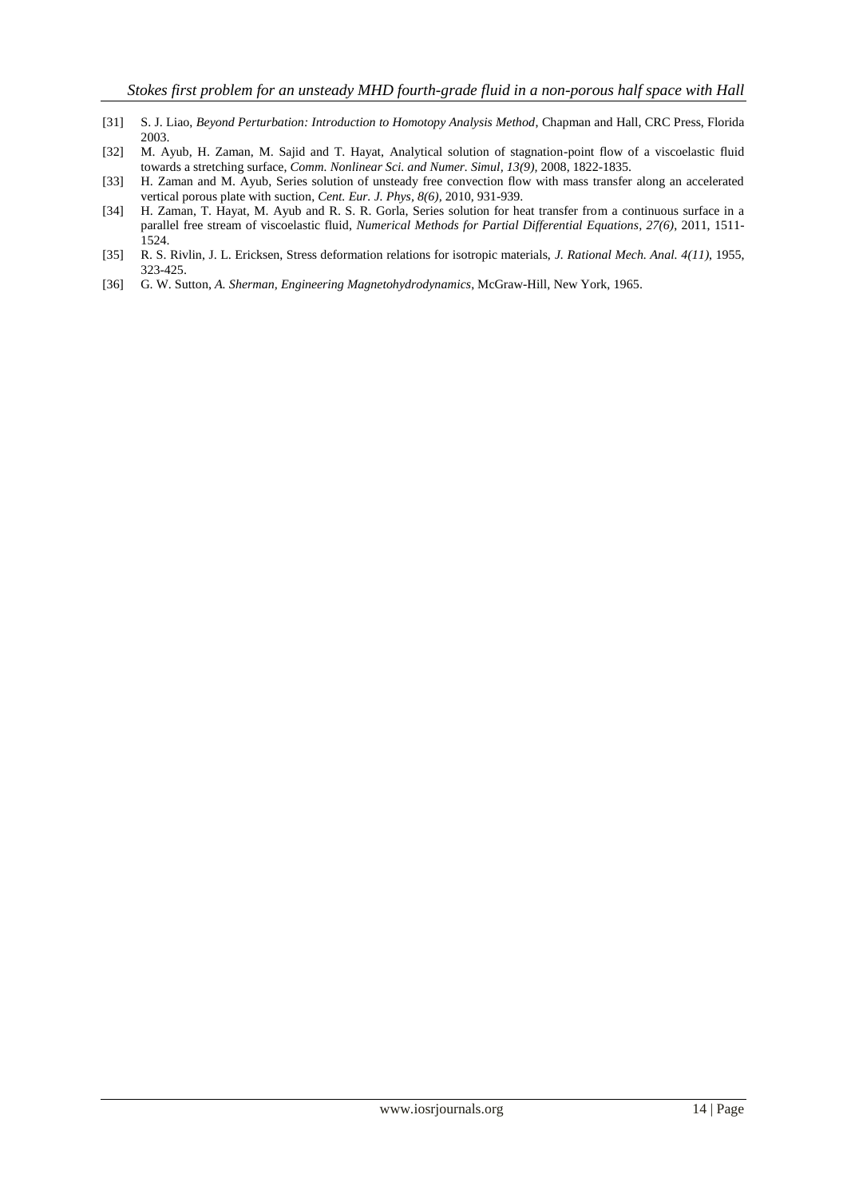[31] S. J. Liao, *Beyond Perturbation: Introduction to Homotopy Analysis Method*, Chapman and Hall, CRC Press, Florida 2003.

[32] M. Ayub, H. Zaman, M. Sajid and T. Hayat, Analytical solution of stagnation-point flow of a viscoelastic fluid towards a stretching surface, *Comm. Nonlinear Sci. and Numer. Simul, 13(9)*, 2008, 1822-1835.

[33] H. Zaman and M. Ayub, Series solution of unsteady free convection flow with mass transfer along an accelerated vertical porous plate with suction, *Cent. Eur. J. Phys, 8(6)*, 2010, 931-939.

[34] H. Zaman, T. Hayat, M. Ayub and R. S. R. Gorla, Series solution for heat transfer from a continuous surface in a parallel free stream of viscoelastic fluid, *Numerical Methods for Partial Differential Equations, 27(6)*, 2011, 1511-1524.

[35] R. S. Rivlin, J. L. Ericksen, Stress deformation relations for isotropic materials, *J. Rational Mech. Anal. 4(11)*, 1955, 323-425.

[36] G. W. Sutton, *A. Sherman, Engineering Magnetohydrodynamics*, McGraw-Hill, New York, 1965.